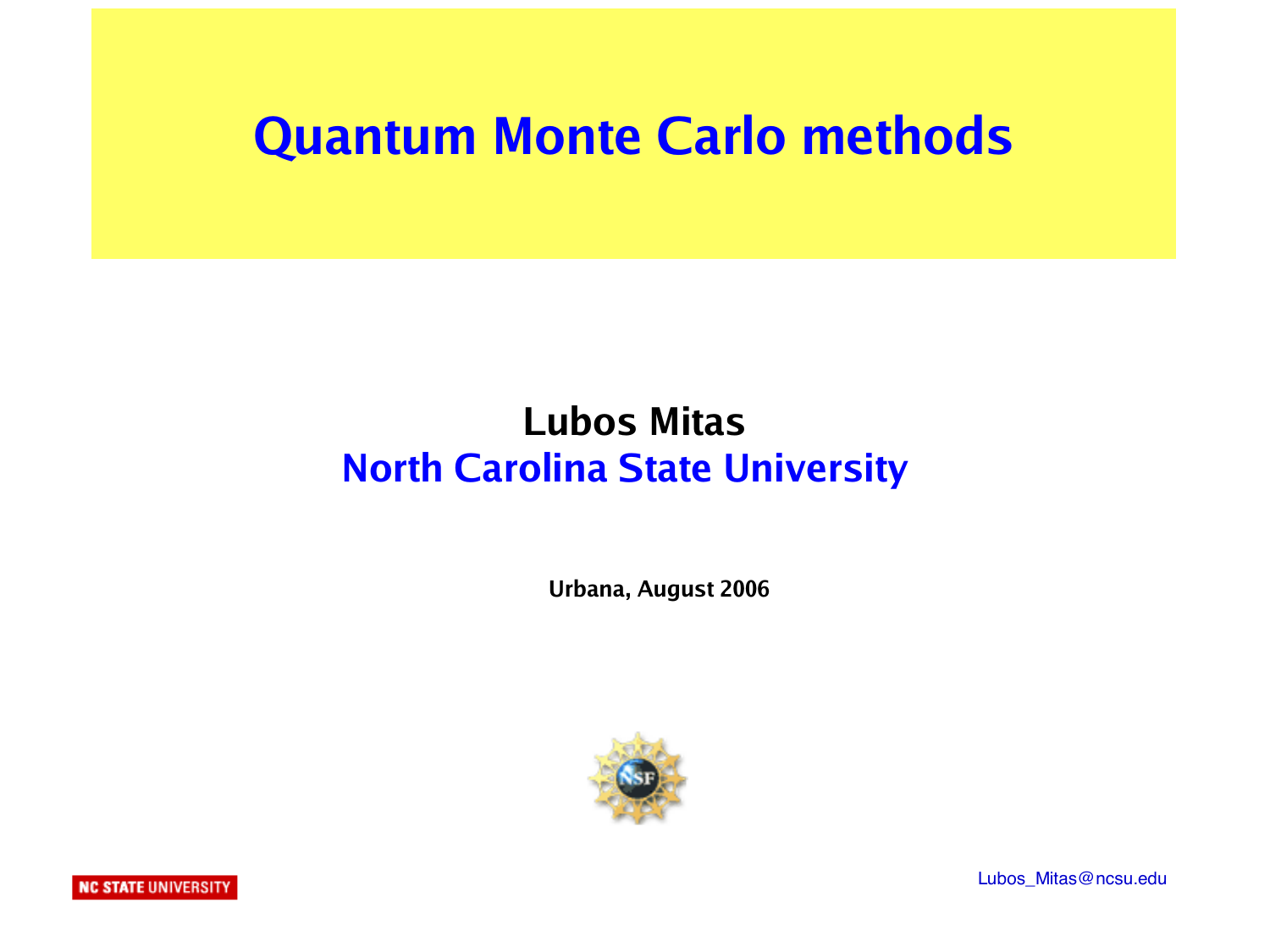# Quantum Monte Carlo methods

**Lubos Mitas**

**North Carolina State University**

**Urbana, August 2006**

NC STATE UNIVERSITY

Lubos_Mitas@ncsu.edu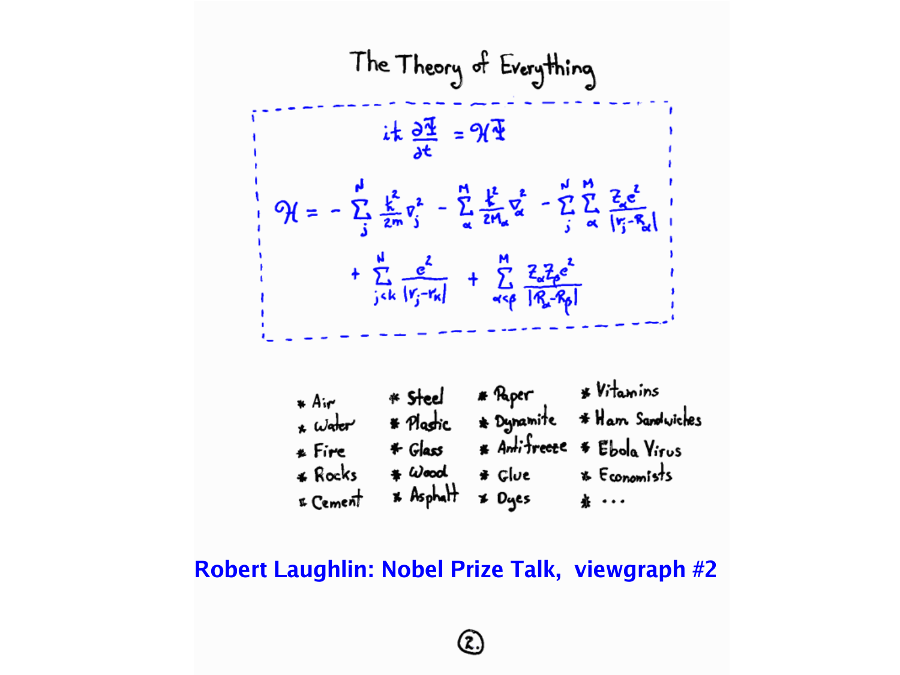# The Theory of Everything

$$i\hbar \frac{\partial \Psi}{\partial t} = \mathcal{H} \Psi$$

$$\mathcal{H} = -\sum_{j}^{N} \frac{\hbar^2}{2m} \nabla_j^2 - \sum_{\alpha}^{M} \frac{\hbar^2}{2M_\alpha} \nabla_\alpha^2 - \sum_{j}^{N} \sum_{\alpha}^{M} \frac{Z_\alpha e^2}{|\mathbf{r}_j - \mathbf{R}_\alpha|} + \sum_{j<k}^{N} \frac{e^2}{|\mathbf{r}_j - \mathbf{r}_k|} + \sum_{\alpha<\beta}^{M} \frac{Z_\alpha Z_\beta e^2}{|\mathbf{R}_\alpha - \mathbf{R}_\beta|}$$

* Air
* Water
* Fire
* Rocks
* Cement
* Steel
* Plastic
* Glass
* Wood
* Asphalt
* Paper
* Dynamite
* Antifreeze
* Glue
* Dyes
* Vitamins
* Ham Sandwiches
* Ebola Virus
* Economists
* ...

**Robert Laughlin: Nobel Prize Talk, viewgraph #2**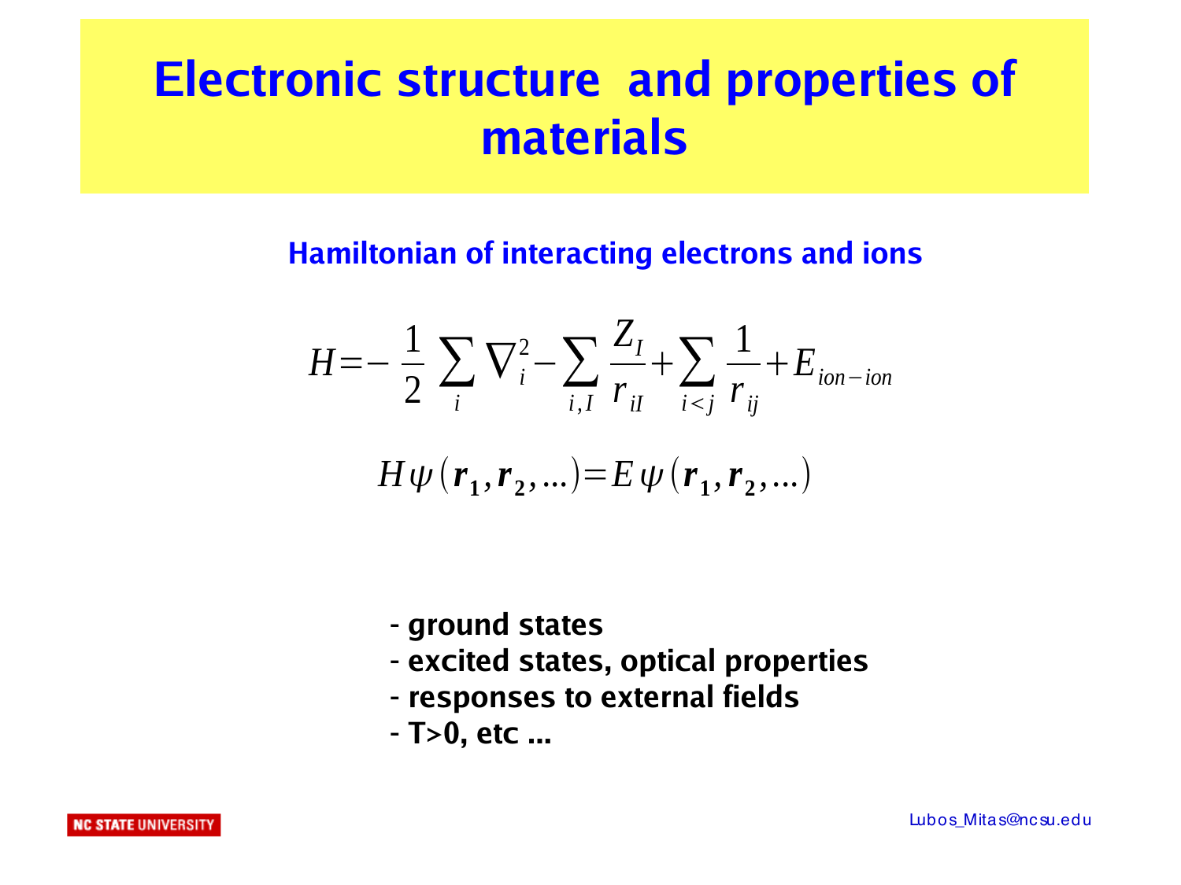# Electronic structure and properties of materials

## Hamiltonian of interacting electrons and ions

$$H = -\frac{1}{2}\sum_i \nabla_i^2 - \sum_{i,I}\frac{Z_I}{r_{iI}} + \sum_{i<j}\frac{1}{r_{ij}} + E_{ion-ion}$$

$$H\psi(\boldsymbol{r}_1, \boldsymbol{r}_2, \ldots) = E\psi(\boldsymbol{r}_1, \boldsymbol{r}_2, \ldots)$$

- **ground states**
- **excited states, optical properties**
- **responses to external fields**
- **T>0, etc ...**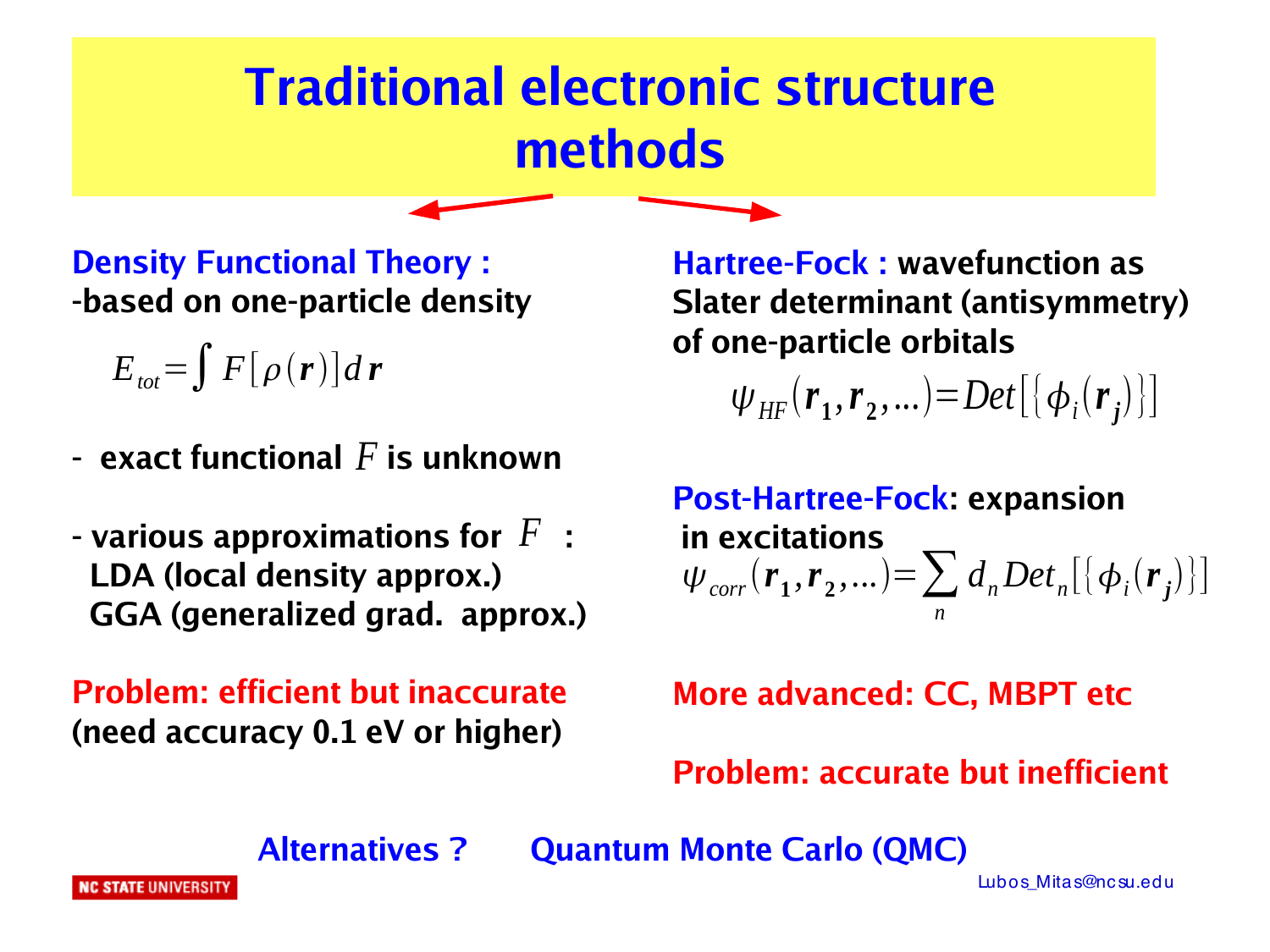# Traditional electronic structure methods

**Density Functional Theory :**
**-based on one-particle density**

$$E_{tot} = \int F[\rho(\boldsymbol{r})] d\boldsymbol{r}$$

- **exact functional $F$ is unknown**

- **various approximations for $F$ :**
  **LDA (local density approx.)**
  **GGA (generalized grad. approx.)**

**Problem: efficient but inaccurate**
**(need accuracy 0.1 eV or higher)**

**Hartree-Fock : wavefunction as Slater determinant (antisymmetry) of one-particle orbitals**

$$\psi_{HF}(\boldsymbol{r}_1, \boldsymbol{r}_2, \ldots) = Det[\{\phi_i(\boldsymbol{r}_j)\}]$$

**Post-Hartree-Fock: expansion in excitations**

$$\psi_{corr}(\boldsymbol{r}_1, \boldsymbol{r}_2, \ldots) = \sum_n d_n Det_n[\{\phi_i(\boldsymbol{r}_j)\}]$$

**More advanced: CC, MBPT etc**

**Problem: accurate but inefficient**

**Alternatives ?    Quantum Monte Carlo (QMC)**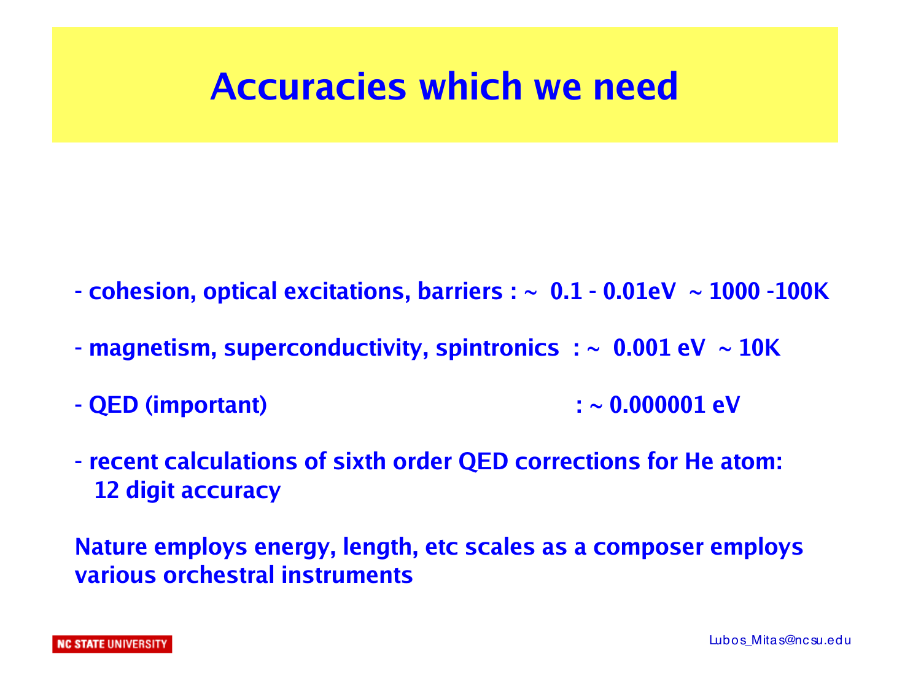# Accuracies which we need

- cohesion, optical excitations, barriers : ~ 0.1 - 0.01eV ~ 1000 -100K
- magnetism, superconductivity, spintronics : ~ 0.001 eV ~ 10K
- QED (important) : ~ 0.000001 eV
- recent calculations of sixth order QED corrections for He atom: 12 digit accuracy

Nature employs energy, length, etc scales as a composer employs various orchestral instruments

Lubos_Mitas@ncsu.edu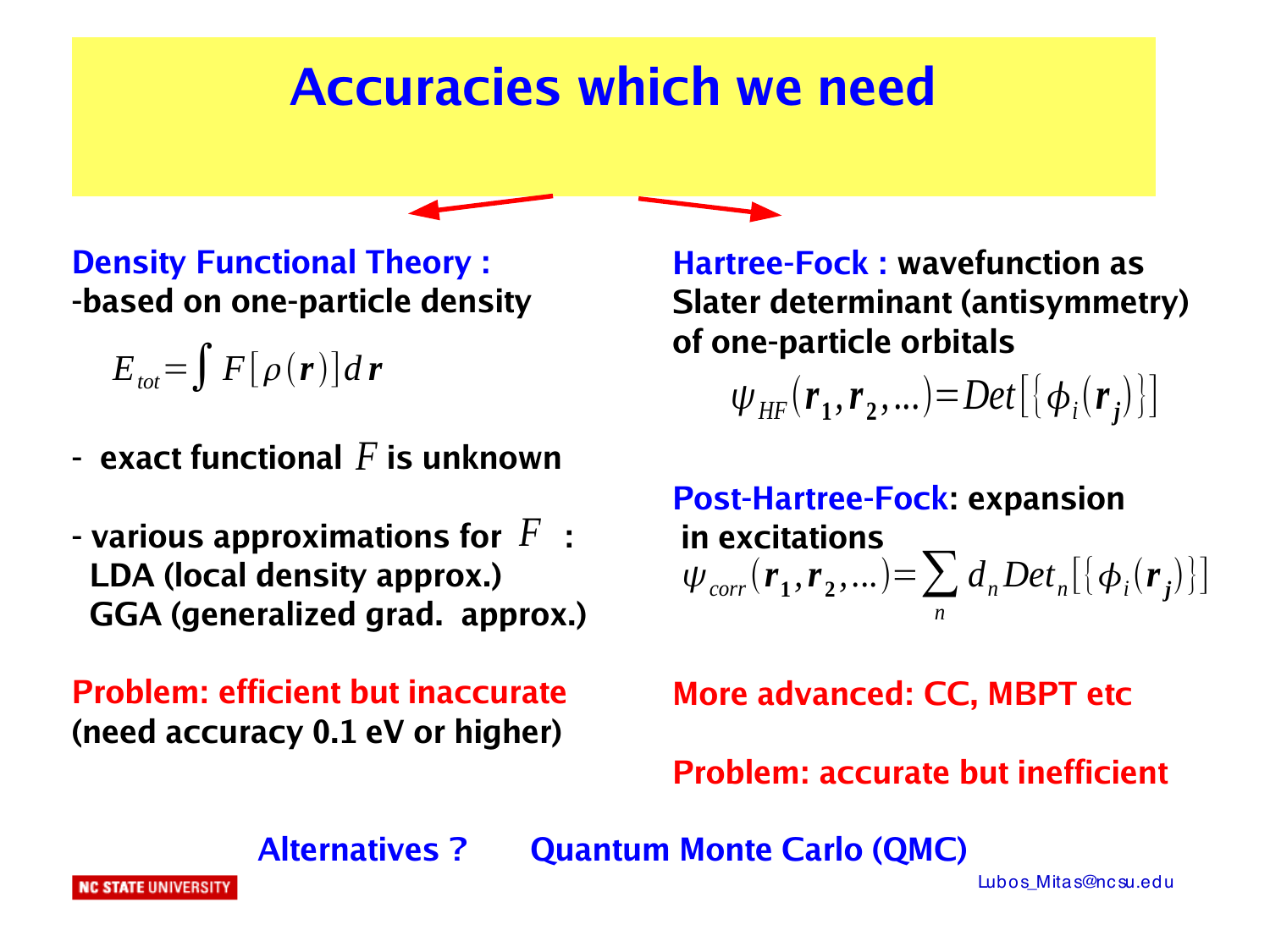# Accuracies which we need

**Density Functional Theory :**
**-based on one-particle density**

$$E_{tot} = \int F[\rho(\mathbf{r})] d\mathbf{r}$$

- **exact functional $F$ is unknown**

- **various approximations for $F$ :**
  **LDA (local density approx.)**
  **GGA (generalized grad. approx.)**

**Problem: efficient but inaccurate**
**(need accuracy 0.1 eV or higher)**

**Hartree-Fock : wavefunction as Slater determinant (antisymmetry) of one-particle orbitals**

$$\psi_{HF}(\mathbf{r}_1, \mathbf{r}_2, ...) = Det[\{\phi_i(\mathbf{r}_j)\}]$$

**Post-Hartree-Fock: expansion in excitations**

$$\psi_{corr}(\mathbf{r}_1, \mathbf{r}_2, ...) = \sum_n d_n Det_n[\{\phi_i(\mathbf{r}_j)\}]$$

**More advanced: CC, MBPT etc**

**Problem: accurate but inefficient**

**Alternatives ? Quantum Monte Carlo (QMC)**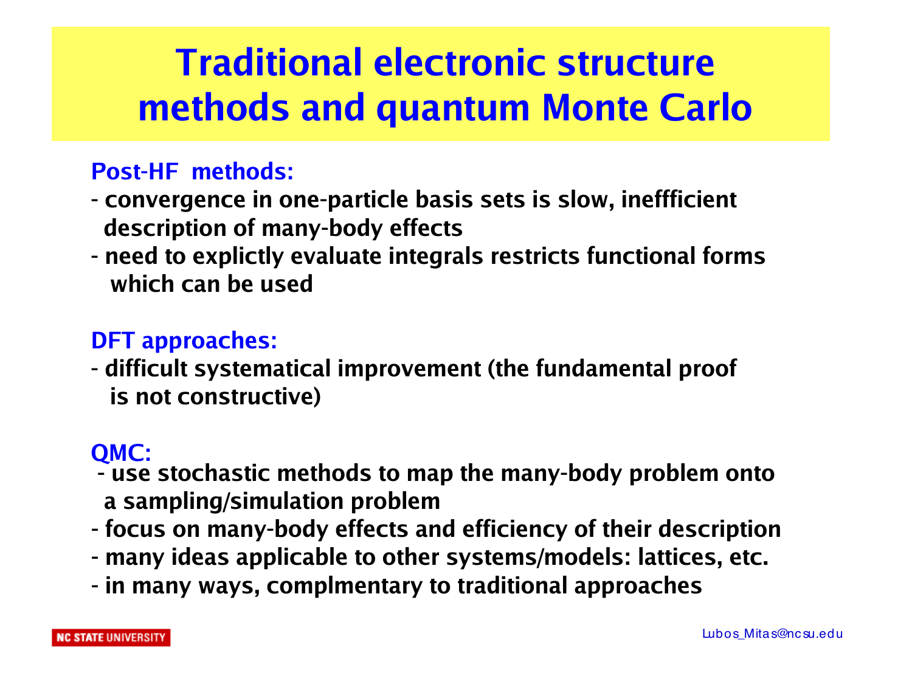# Traditional electronic structure methods and quantum Monte Carlo

**Post-HF methods:**

- convergence in one-particle basis sets is slow, inefffficient description of many-body effects
- need to explictly evaluate integrals restricts functional forms which can be used

**DFT approaches:**

- difficult systematical improvement (the fundamental proof is not constructive)

**QMC:**

- use stochastic methods to map the many-body problem onto a sampling/simulation problem
- focus on many-body effects and efficiency of their description
- many ideas applicable to other systems/models: lattices, etc.
- in many ways, complmentary to traditional approaches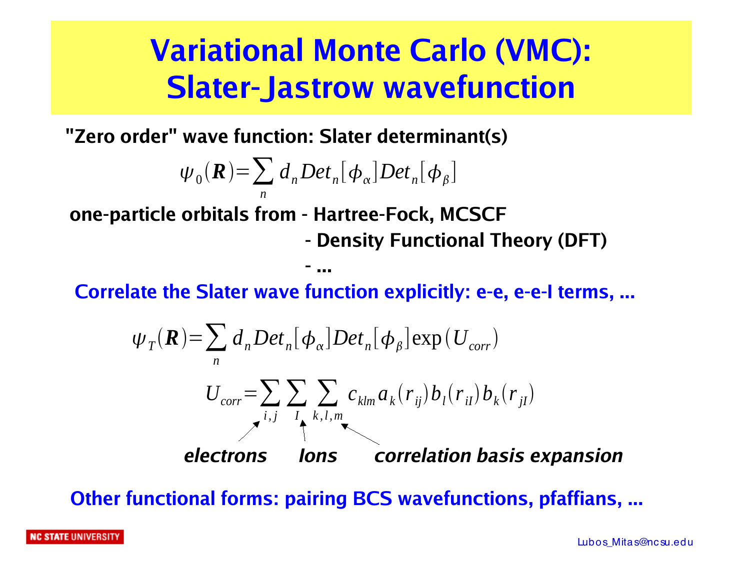# Variational Monte Carlo (VMC): Slater-Jastrow wavefunction

**"Zero order" wave function: Slater determinant(s)**

$$\psi_0(\boldsymbol{R}) = \sum_n d_n Det_n[\phi_\alpha] Det_n[\phi_\beta]$$

**one-particle orbitals from - Hartree-Fock, MCSCF**

**- Density Functional Theory (DFT)**

**- ...**

**Correlate the Slater wave function explicitly: e-e, e-e-I terms, ...**

$$\psi_T(\boldsymbol{R}) = \sum_n d_n Det_n[\phi_\alpha] Det_n[\phi_\beta] \exp(U_{corr})$$

$$U_{corr} = \sum_{i,j} \sum_I \sum_{k,l,m} c_{klm} a_k(r_{ij}) b_l(r_{iI}) b_k(r_{jI})$$

***electrons*** (indices $i,j$) — ***Ions*** (index $I$) — ***correlation basis expansion*** (indices $k,l,m$)

**Other functional forms: pairing BCS wavefunctions, pfaffians, ...**

Lubos_Mitas@ncsu.edu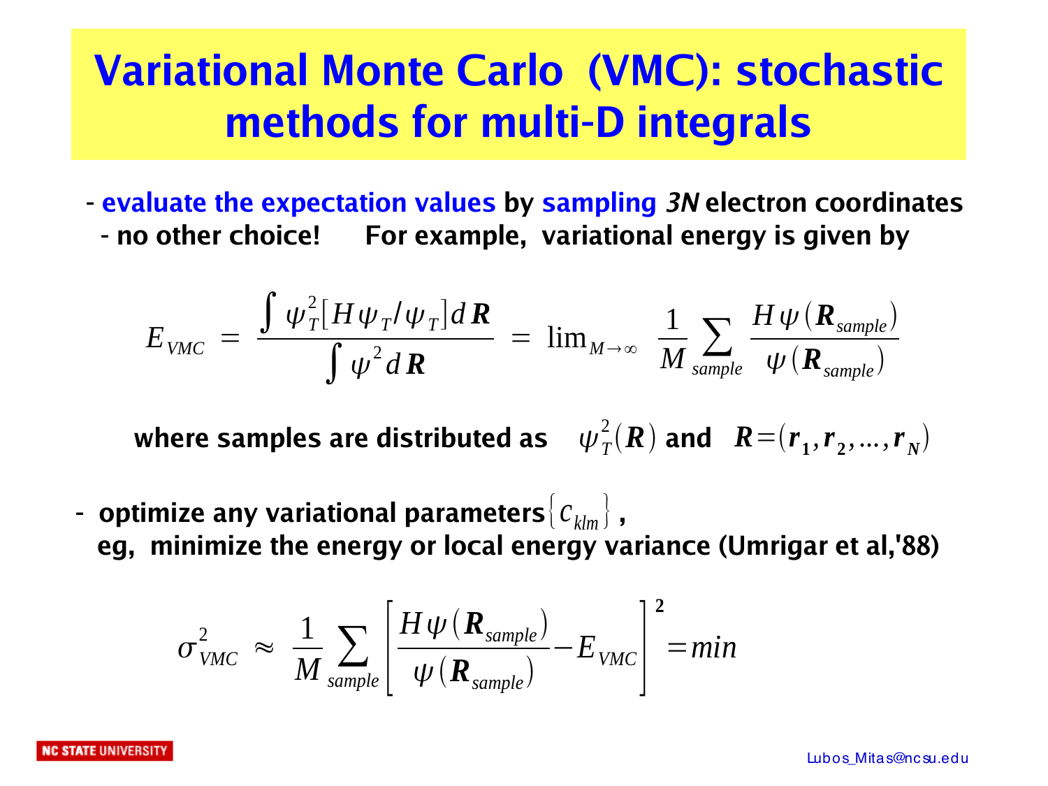# Variational Monte Carlo (VMC): stochastic methods for multi-D integrals

- **evaluate the expectation values by sampling *3N* electron coordinates**
  - **no other choice! For example, variational energy is given by**

$$E_{VMC} = \frac{\int \psi_T^2 [H\psi_T / \psi_T] d\boldsymbol{R}}{\int \psi^2 d\boldsymbol{R}} = \lim_{M\to\infty} \frac{1}{M} \sum_{sample} \frac{H\psi(\boldsymbol{R}_{sample})}{\psi(\boldsymbol{R}_{sample})}$$

**where samples are distributed as** $\psi_T^2(\boldsymbol{R})$ **and** $\boldsymbol{R} = (\boldsymbol{r_1}, \boldsymbol{r_2}, \ldots, \boldsymbol{r_N})$

- **optimize any variational parameters** $\{c_{klm}\}$ **,**
  **eg, minimize the energy or local energy variance (Umrigar et al,'88)**

$$\sigma_{VMC}^2 \approx \frac{1}{M} \sum_{sample} \left[ \frac{H\psi(\boldsymbol{R}_{sample})}{\psi(\boldsymbol{R}_{sample})} - E_{VMC} \right]^2 = min$$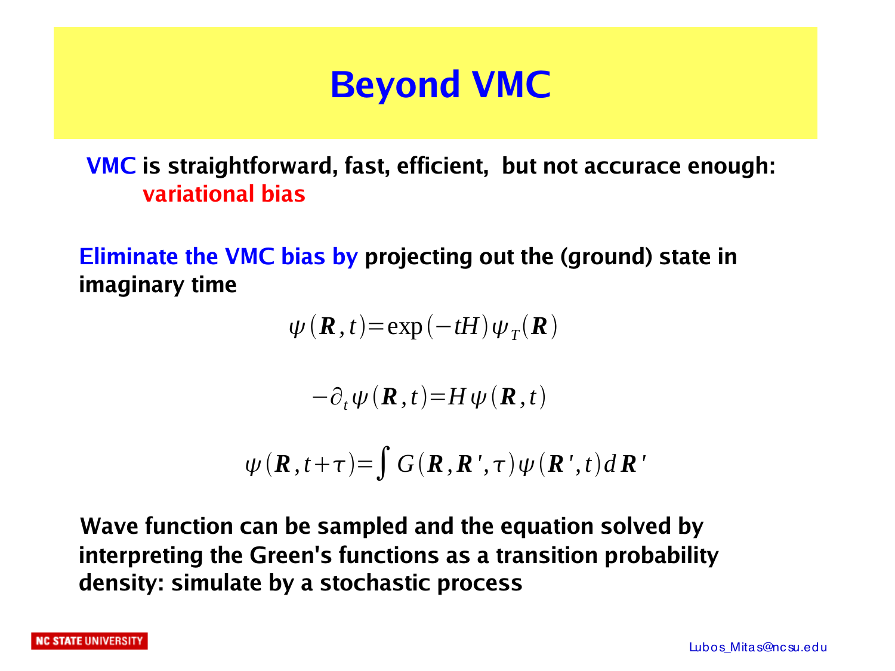# Beyond VMC

**VMC is straightforward, fast, efficient, but not accurace enough: variational bias**

**Eliminate the VMC bias by projecting out the (ground) state in imaginary time**

$$\psi(\boldsymbol{R},t)=\exp(-tH)\psi_T(\boldsymbol{R})$$

$$-\partial_t\psi(\boldsymbol{R},t)=H\psi(\boldsymbol{R},t)$$

$$\psi(\boldsymbol{R},t+\tau)=\int G(\boldsymbol{R},\boldsymbol{R}',\tau)\psi(\boldsymbol{R}',t)d\boldsymbol{R}'$$

**Wave function can be sampled and the equation solved by interpreting the Green's functions as a transition probability density: simulate by a stochastic process**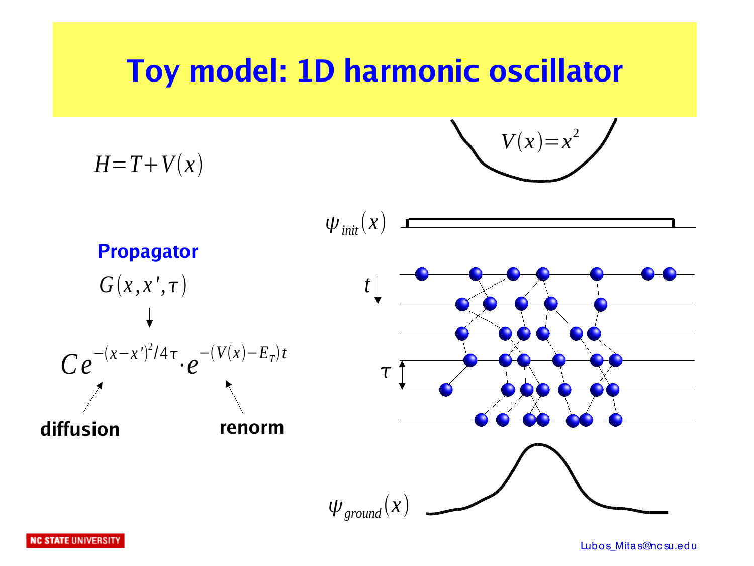# Toy model: 1D harmonic oscillator

$$H = T + V(x)$$

$$V(x) = x^2$$

$\psi_{init}(x)$

**Propagator**

$$G(x, x', \tau)$$

$$\downarrow$$

$$C e^{-(x-x')^2/4\tau} \cdot e^{-(V(x)-E_T)t}$$

**diffusion** **renorm**

$t$

$\tau$

$\psi_{ground}(x)$

Lubos_Mitas@ncsu.edu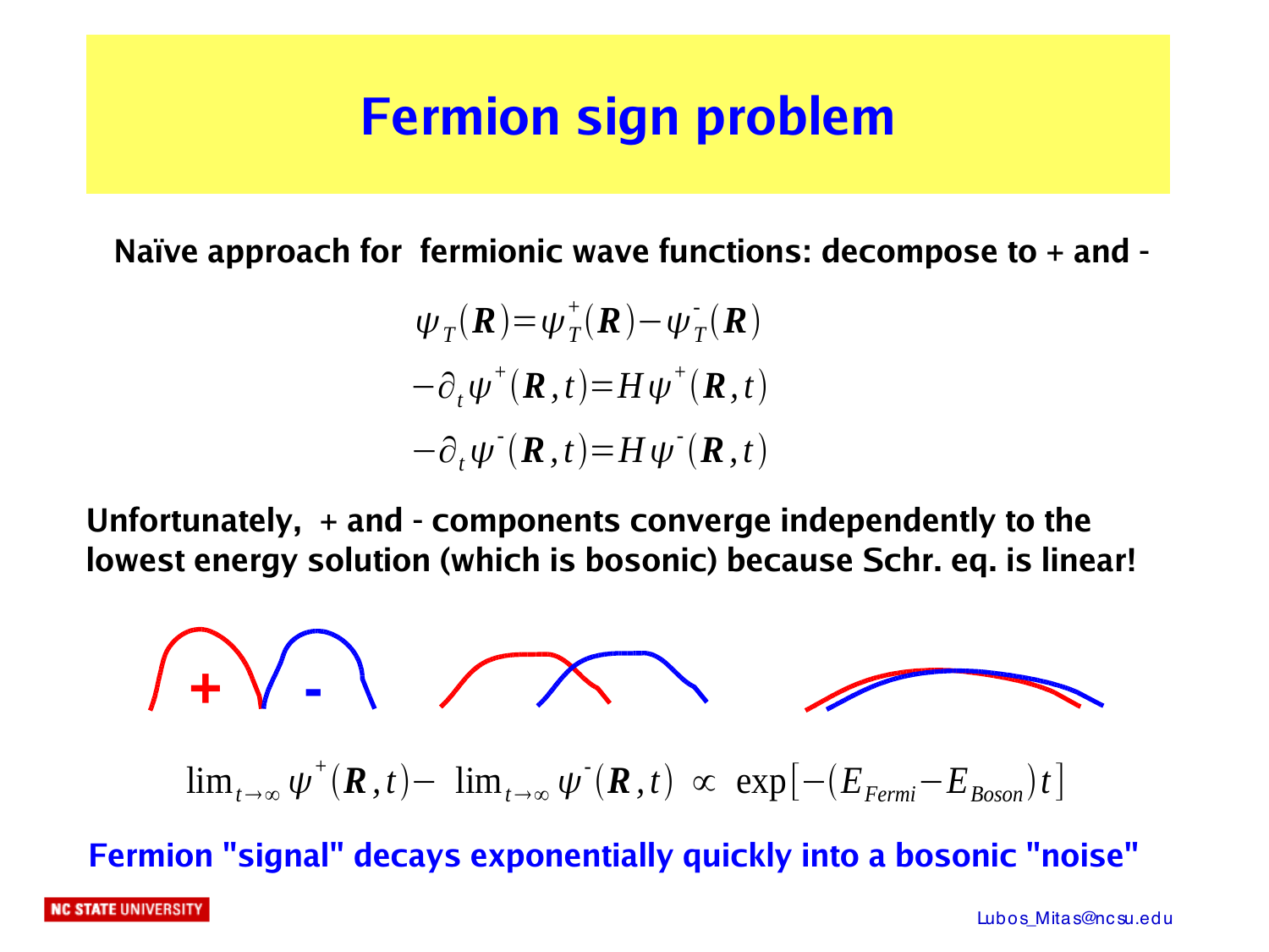# Fermion sign problem

**Naïve approach for fermionic wave functions: decompose to + and -**

$$\psi_T(\boldsymbol{R}) = \psi_T^+(\boldsymbol{R}) - \psi_T^-(\boldsymbol{R})$$

$$-\partial_t \psi^+(\boldsymbol{R},t) = H\psi^+(\boldsymbol{R},t)$$

$$-\partial_t \psi^-(\boldsymbol{R},t) = H\psi^-(\boldsymbol{R},t)$$

**Unfortunately, + and - components converge independently to the lowest energy solution (which is bosonic) because Schr. eq. is linear!**

**+** **-**

$$\lim_{t\to\infty} \psi^+(\boldsymbol{R},t) - \lim_{t\to\infty} \psi^-(\boldsymbol{R},t) \propto \exp[-(E_{Fermi} - E_{Boson})t]$$

**Fermion "signal" decays exponentially quickly into a bosonic "noise"**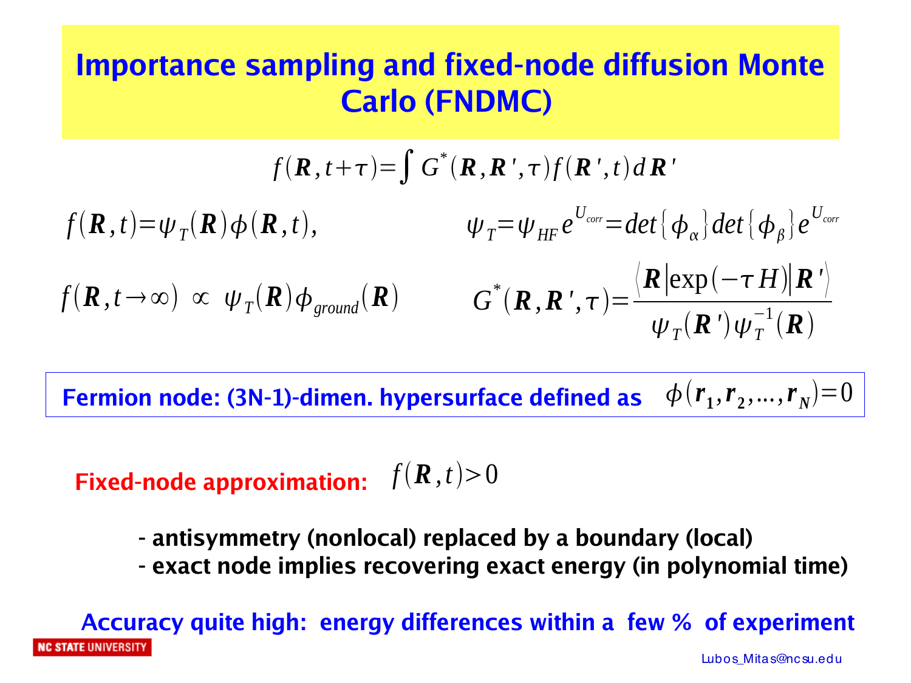# Importance sampling and fixed-node diffusion Monte Carlo (FNDMC)

$$f(\mathbf{R}, t+\tau) = \int G^*(\mathbf{R}, \mathbf{R}', \tau) f(\mathbf{R}', t) \, d\mathbf{R}'$$

$$f(\mathbf{R}, t) = \psi_T(\mathbf{R}) \phi(\mathbf{R}, t), \qquad \psi_T = \psi_{HF} e^{U_{corr}} = det\{\phi_\alpha\} det\{\phi_\beta\} e^{U_{corr}}$$

$$f(\mathbf{R}, t \to \infty) \propto \psi_T(\mathbf{R}) \phi_{ground}(\mathbf{R}) \qquad G^*(\mathbf{R}, \mathbf{R}', \tau) = \frac{\langle \mathbf{R} | \exp(-\tau H) | \mathbf{R}' \rangle}{\psi_T(\mathbf{R}') \psi_T^{-1}(\mathbf{R})}$$

**Fermion node: (3N-1)-dimen. hypersurface defined as** $\phi(\mathbf{r}_1, \mathbf{r}_2, \ldots, \mathbf{r}_N) = 0$

**Fixed-node approximation:** $f(\mathbf{R}, t) > 0$

- **antisymmetry (nonlocal) replaced by a boundary (local)**
- **exact node implies recovering exact energy (in polynomial time)**

**Accuracy quite high: energy differences within a few % of experiment**

Lubos_Mitas@ncsu.edu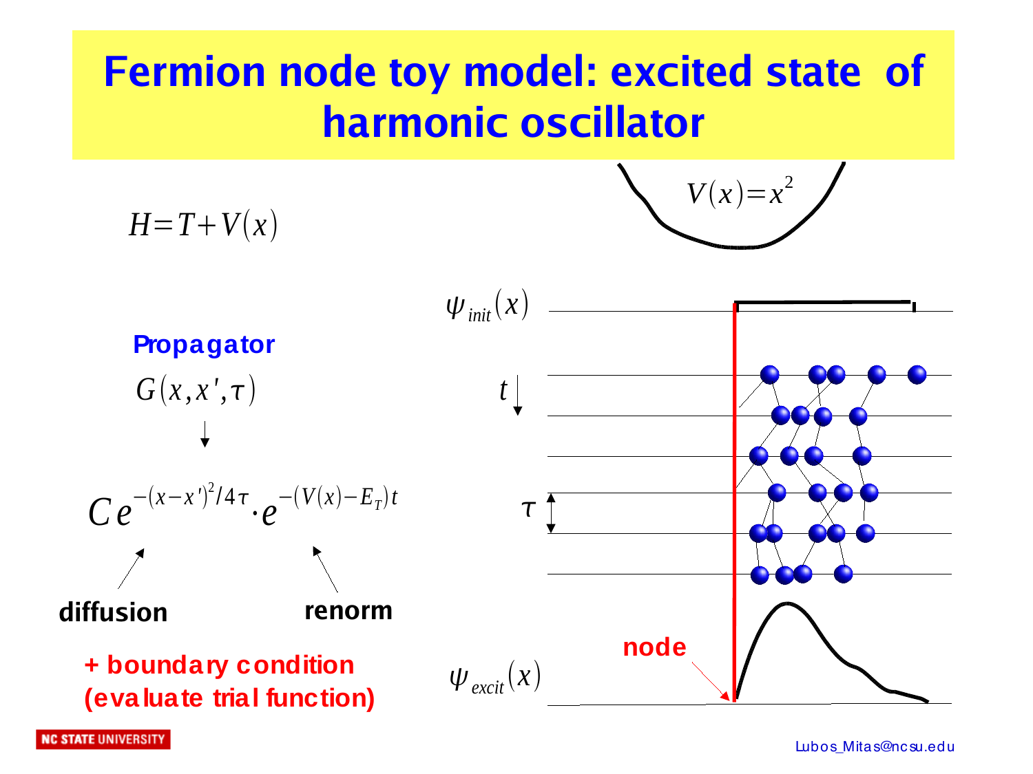# Fermion node toy model: excited state of harmonic oscillator

$H = T + V(x)$

$V(x) = x^2$

**Propagator**

$G(x, x', \tau)$

↓

$$C e^{-(x-x')^2/4\tau} \cdot e^{-(V(x)-E_T)t}$$

**diffusion** **renorm**

**+ boundary condition (evaluate trial function)**

$\psi_{init}(x)$

$t$

$\tau$

**node**

$\psi_{excit}(x)$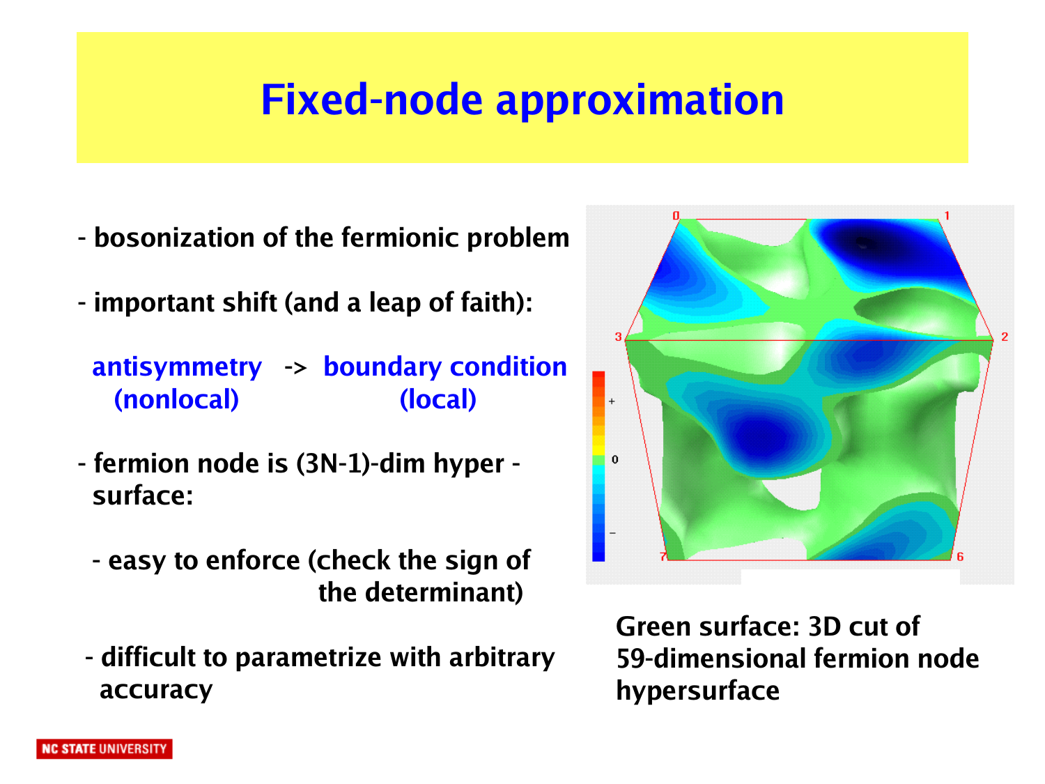# Fixed-node approximation

- bosonization of the fermionic problem
- important shift (and a leap of faith):

  antisymmetry (nonlocal) -> boundary condition (local)

- fermion node is (3N-1)-dim hyper - surface:
  - easy to enforce (check the sign of the determinant)
  - difficult to parametrize with arbitrary accuracy

Green surface: 3D cut of 59-dimensional fermion node hypersurface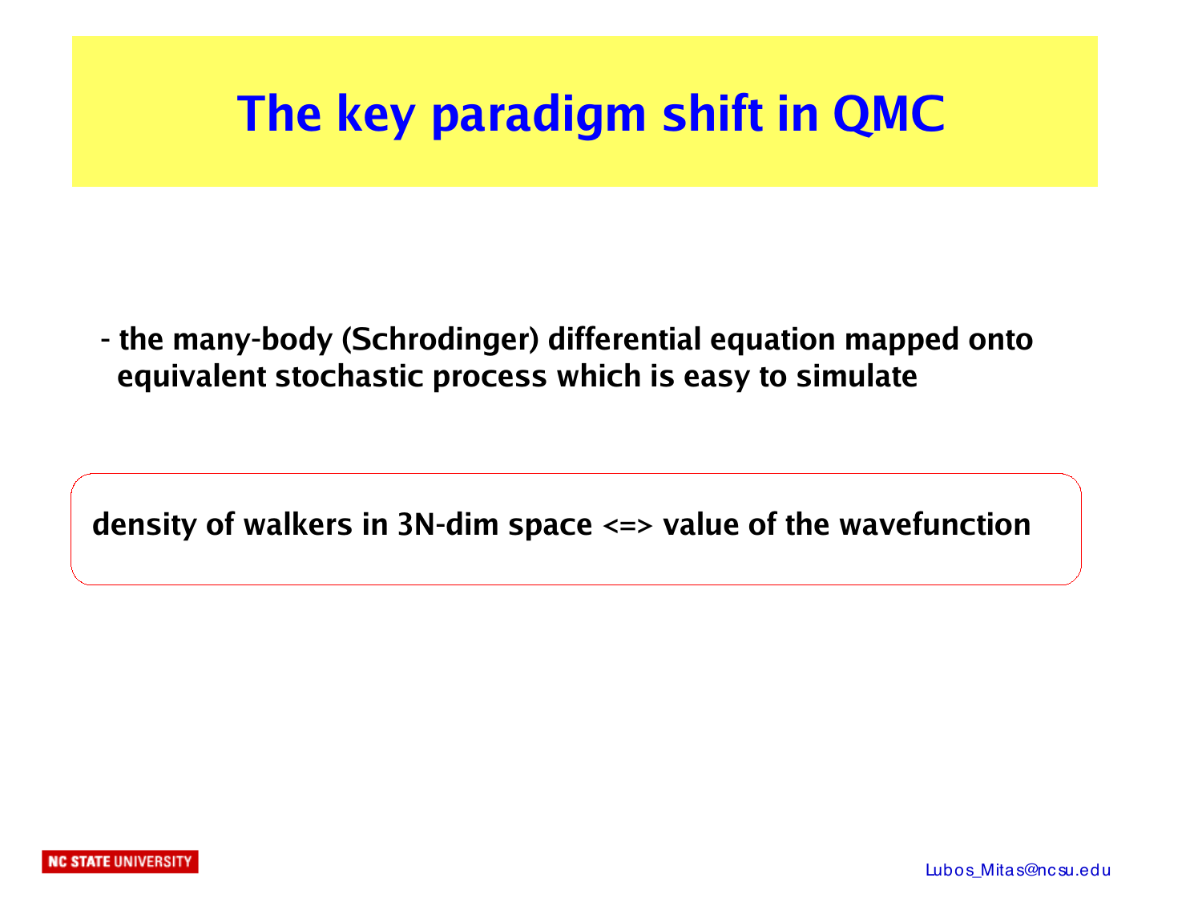# The key paradigm shift in QMC

- **the many-body (Schrodinger) differential equation mapped onto equivalent stochastic process which is easy to simulate**

**density of walkers in 3N-dim space <=> value of the wavefunction**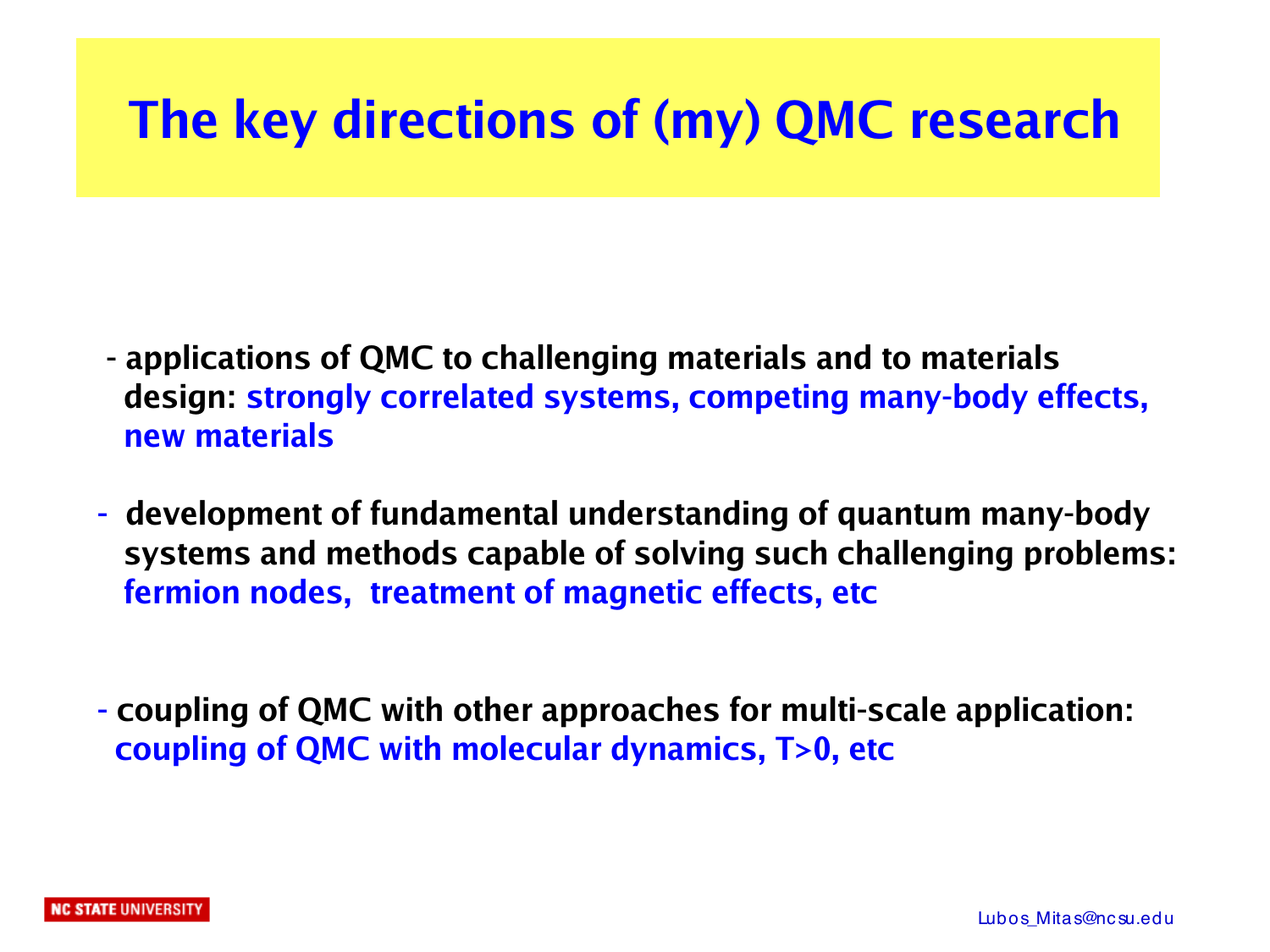# The key directions of (my) QMC research

- applications of QMC to challenging materials and to materials design: strongly correlated systems, competing many-body effects, new materials

- development of fundamental understanding of quantum many-body systems and methods capable of solving such challenging problems: fermion nodes, treatment of magnetic effects, etc

- coupling of QMC with other approaches for multi-scale application: coupling of QMC with molecular dynamics, T>0, etc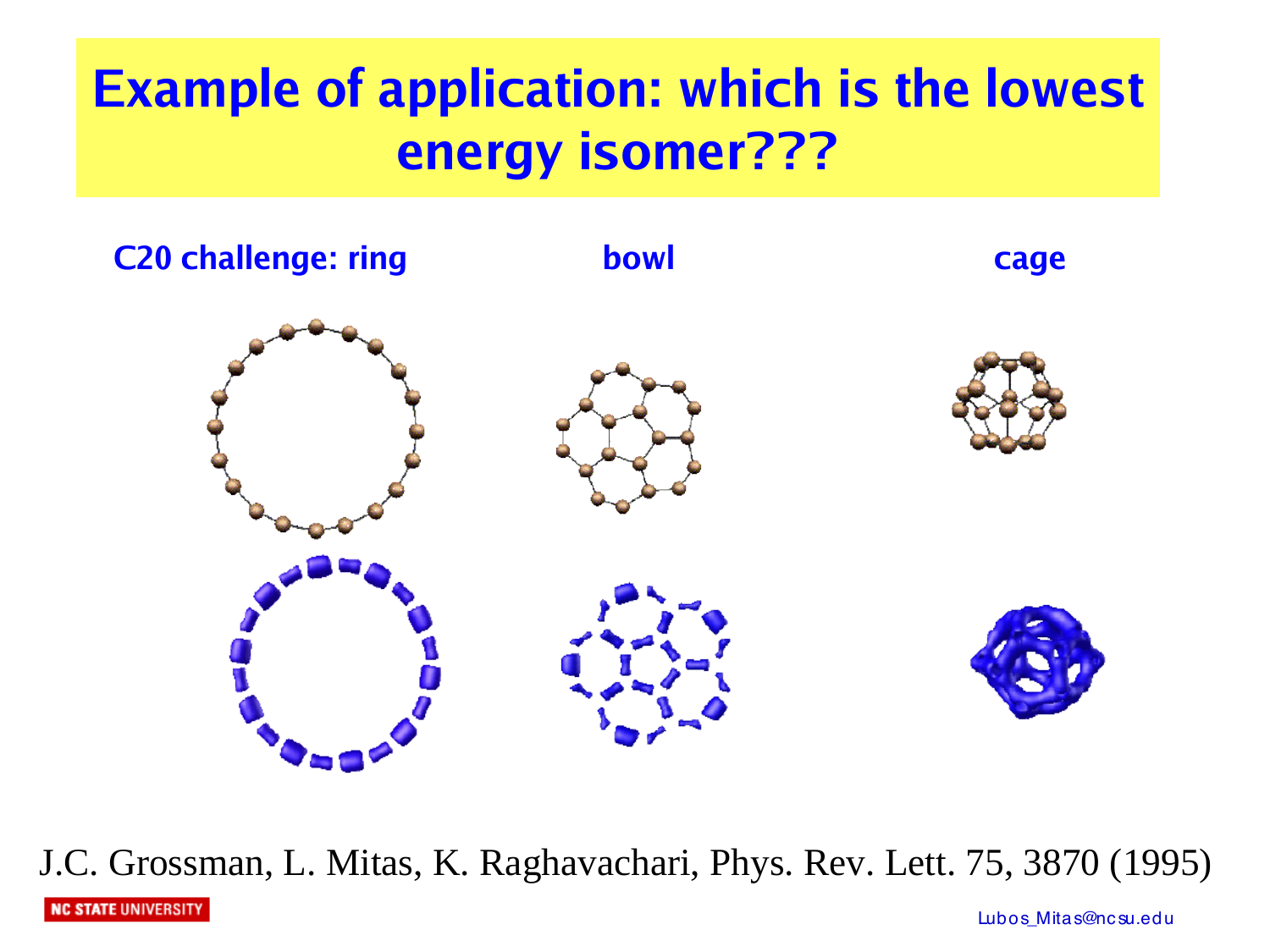# Example of application: which is the lowest energy isomer???

**C20 challenge: ring** **bowl** **cage**

J.C. Grossman, L. Mitas, K. Raghavachari, Phys. Rev. Lett. 75, 3870 (1995)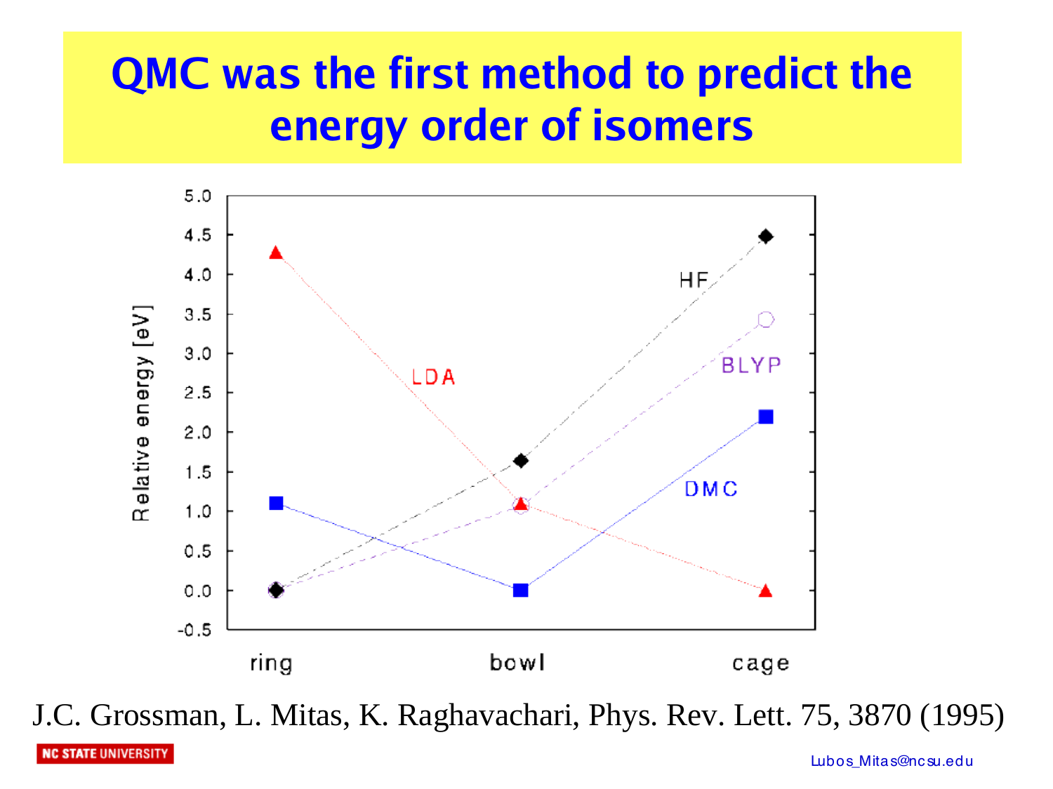# QMC was the first method to predict the energy order of isomers

J.C. Grossman, L. Mitas, K. Raghavachari, Phys. Rev. Lett. 75, 3870 (1995)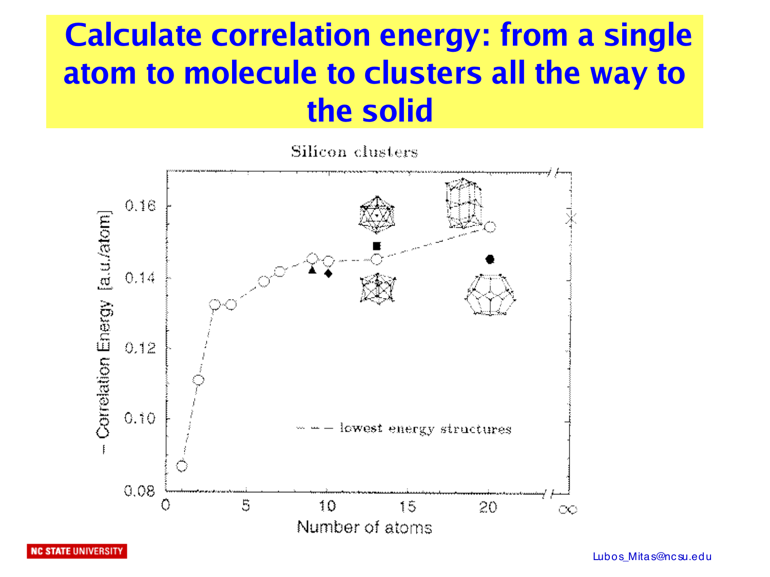# Calculate correlation energy: from a single atom to molecule to clusters all the way to the solid

Silicon clusters

- - - lowest energy structures

− Correlation Energy [a.u./atom]

Number of atoms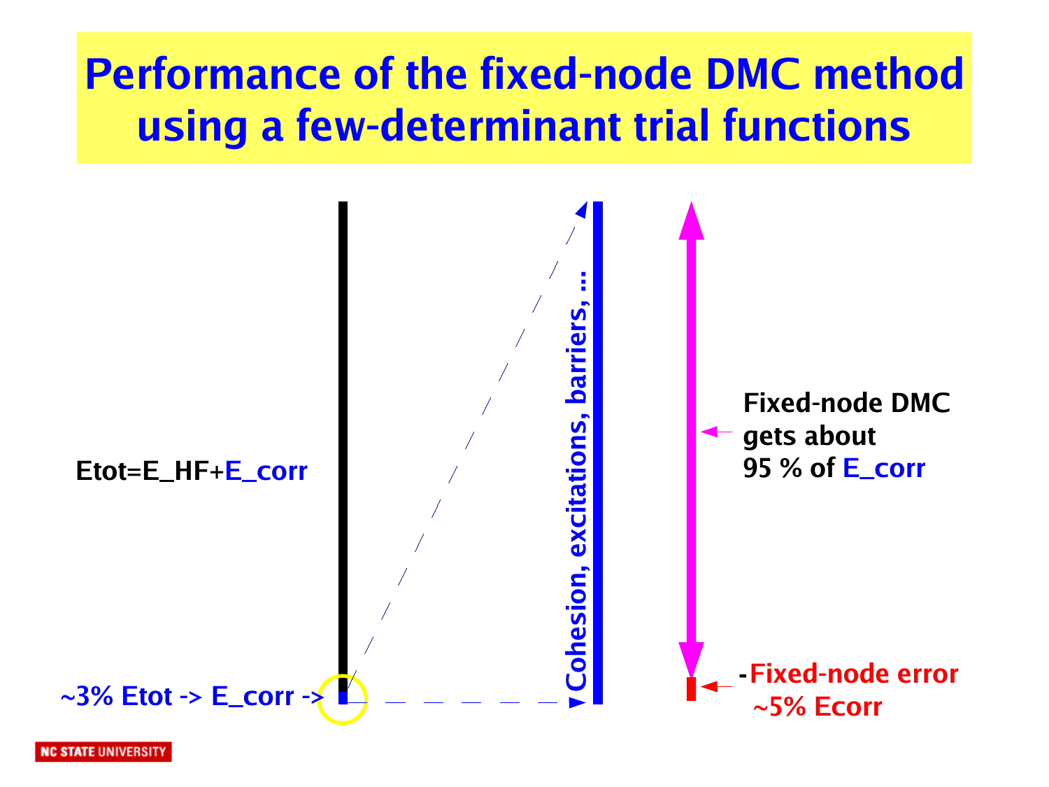# Performance of the fixed-node DMC method using a few-determinant trial functions

Etot=E_HF+E_corr

~3% Etot -> E_corr ->

Cohesion, excitations, barriers, ...

Fixed-node DMC gets about 95 % of E_corr

-Fixed-node error ~5% Ecorr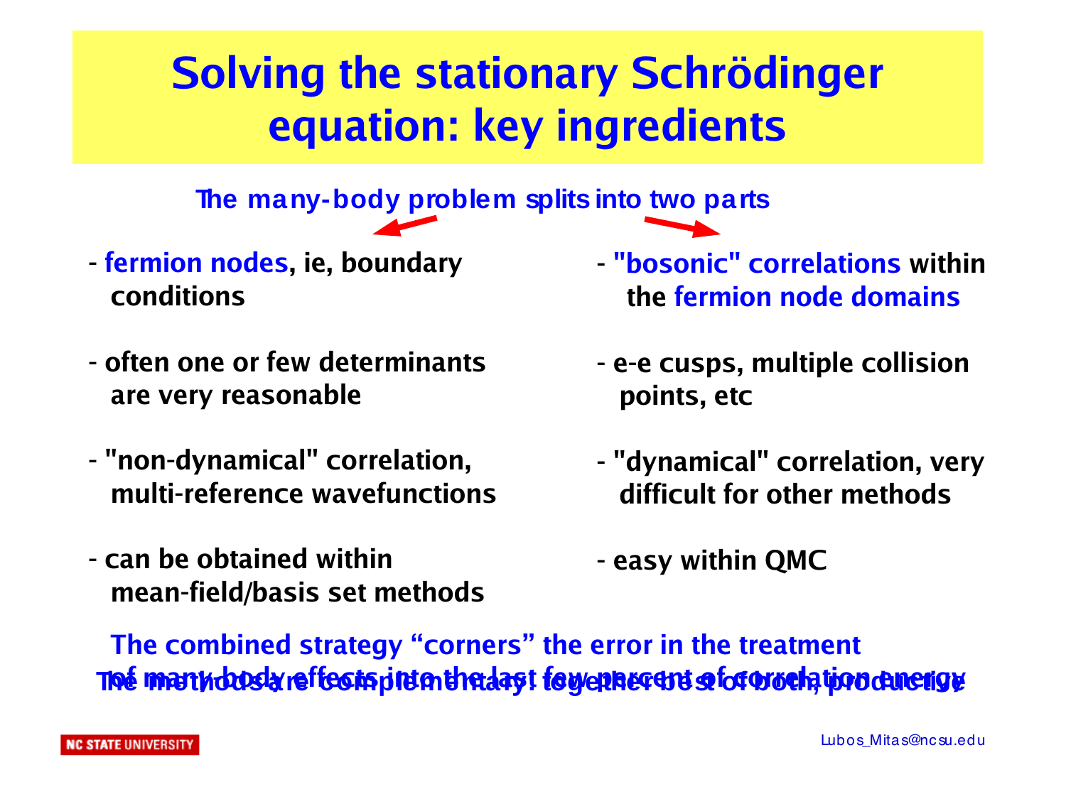# Solving the stationary Schrödinger equation: key ingredients

The many-body problem splits into two parts

- fermion nodes, ie, boundary conditions
- often one or few determinants are very reasonable
- "non-dynamical" correlation, multi-reference wavefunctions
- can be obtained within mean-field/basis set methods

- "bosonic" correlations within the fermion node domains
- e-e cusps, multiple collision points, etc
- "dynamical" correlation, very difficult for other methods
- easy within QMC

The combined strategy "corners" the error in the treatment of many-body effects into the last few percent of correlation energy

The methods are complementary: together best of both, productive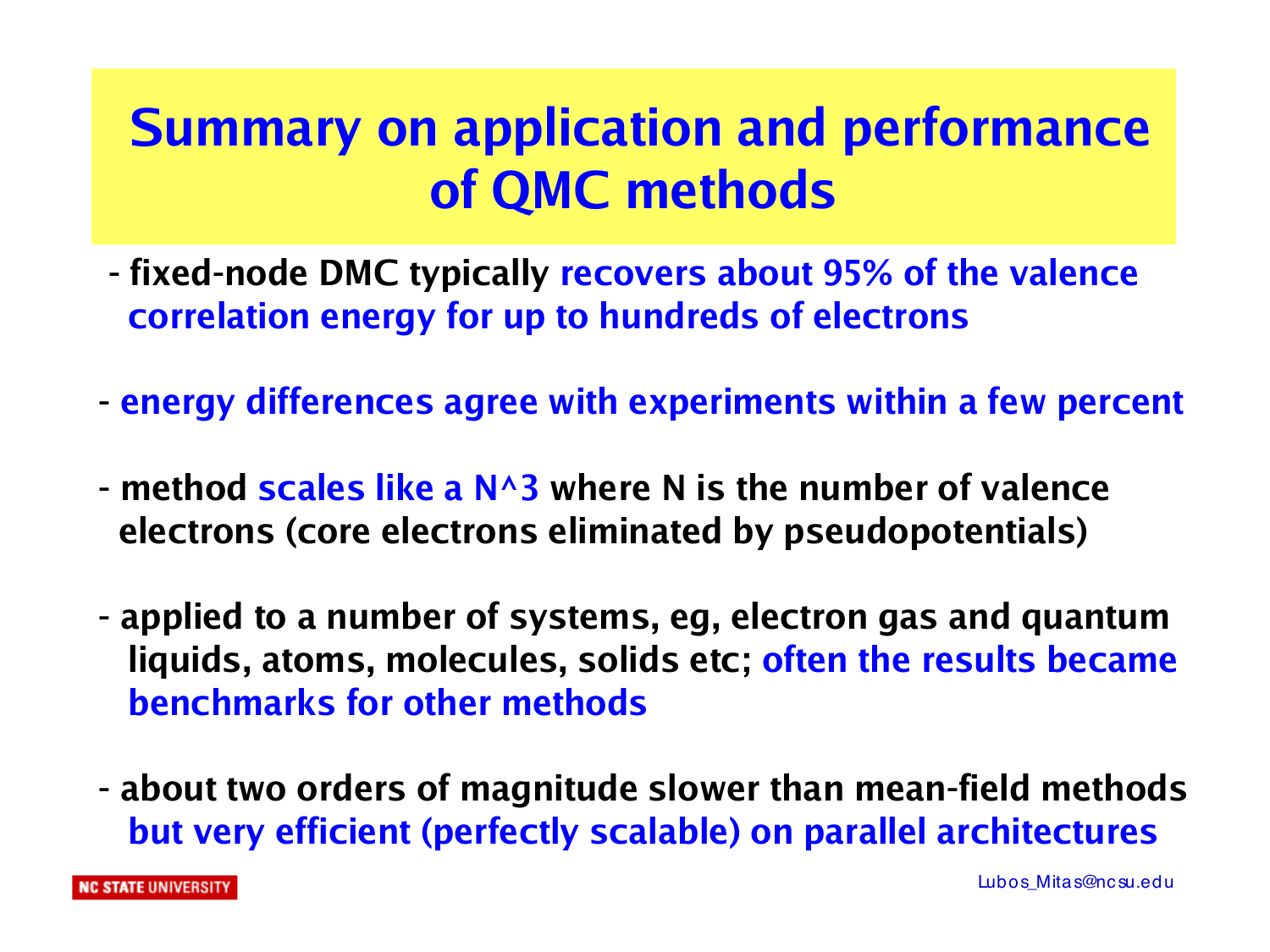# Summary on application and performance of QMC methods

- fixed-node DMC typically recovers about 95% of the valence correlation energy for up to hundreds of electrons
- energy differences agree with experiments within a few percent
- method scales like a N^3 where N is the number of valence electrons (core electrons eliminated by pseudopotentials)
- applied to a number of systems, eg, electron gas and quantum liquids, atoms, molecules, solids etc; often the results became benchmarks for other methods
- about two orders of magnitude slower than mean-field methods but very efficient (perfectly scalable) on parallel architectures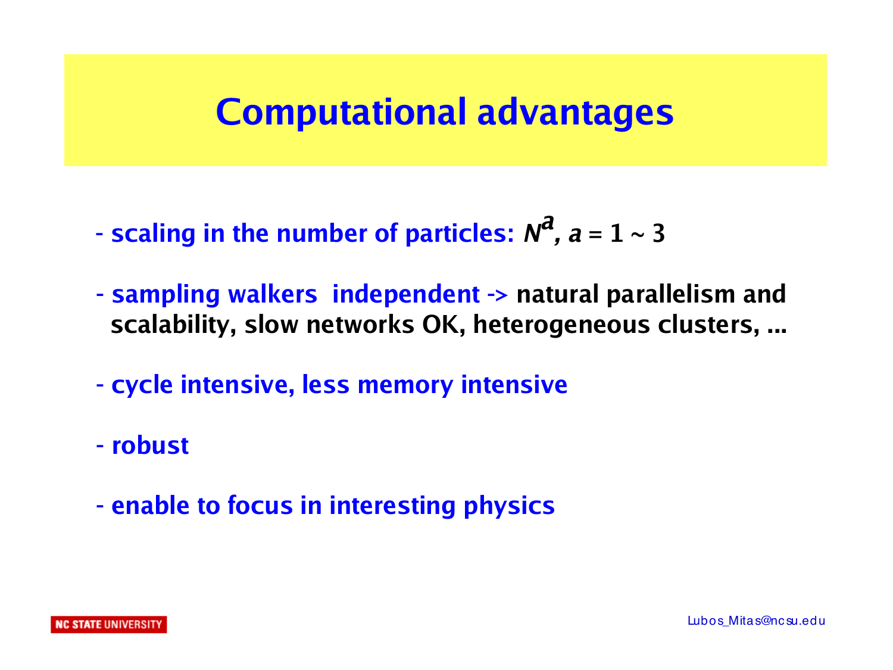# Computational advantages

- scaling in the number of particles: $N^a$, $a = 1 \sim 3$
- sampling walkers independent -> natural parallelism and scalability, slow networks OK, heterogeneous clusters, ...
- cycle intensive, less memory intensive
- robust
- enable to focus in interesting physics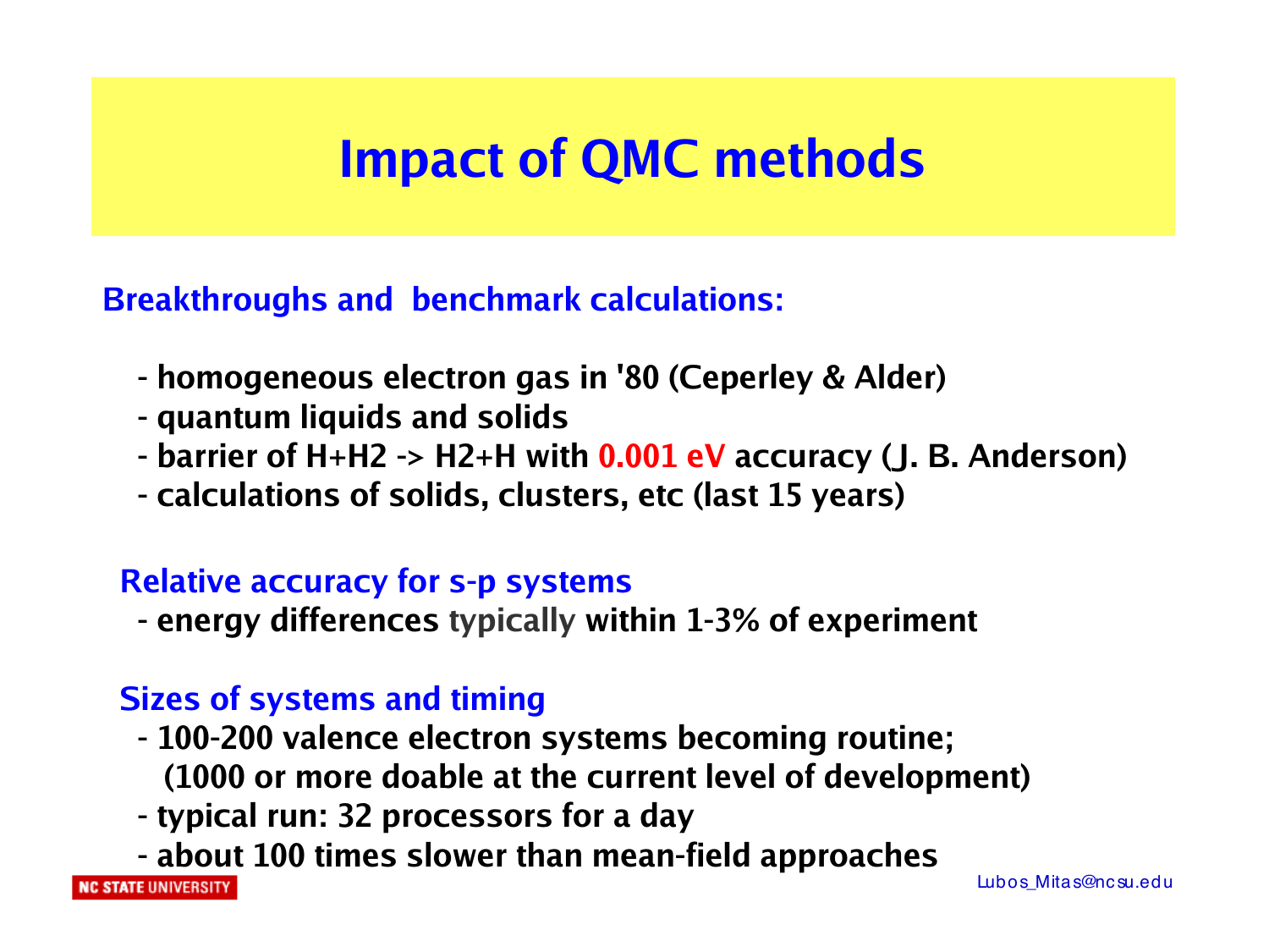# Impact of QMC methods

**Breakthroughs and benchmark calculations:**

- homogeneous electron gas in '80 (Ceperley & Alder)
- quantum liquids and solids
- barrier of $H+H_2 \rightarrow H_2+H$ with 0.001 eV accuracy (J. B. Anderson)
- calculations of solids, clusters, etc (last 15 years)

**Relative accuracy for s-p systems**

- energy differences typically within 1-3% of experiment

**Sizes of systems and timing**

- 100-200 valence electron systems becoming routine; (1000 or more doable at the current level of development)
- typical run: 32 processors for a day
- about 100 times slower than mean-field approaches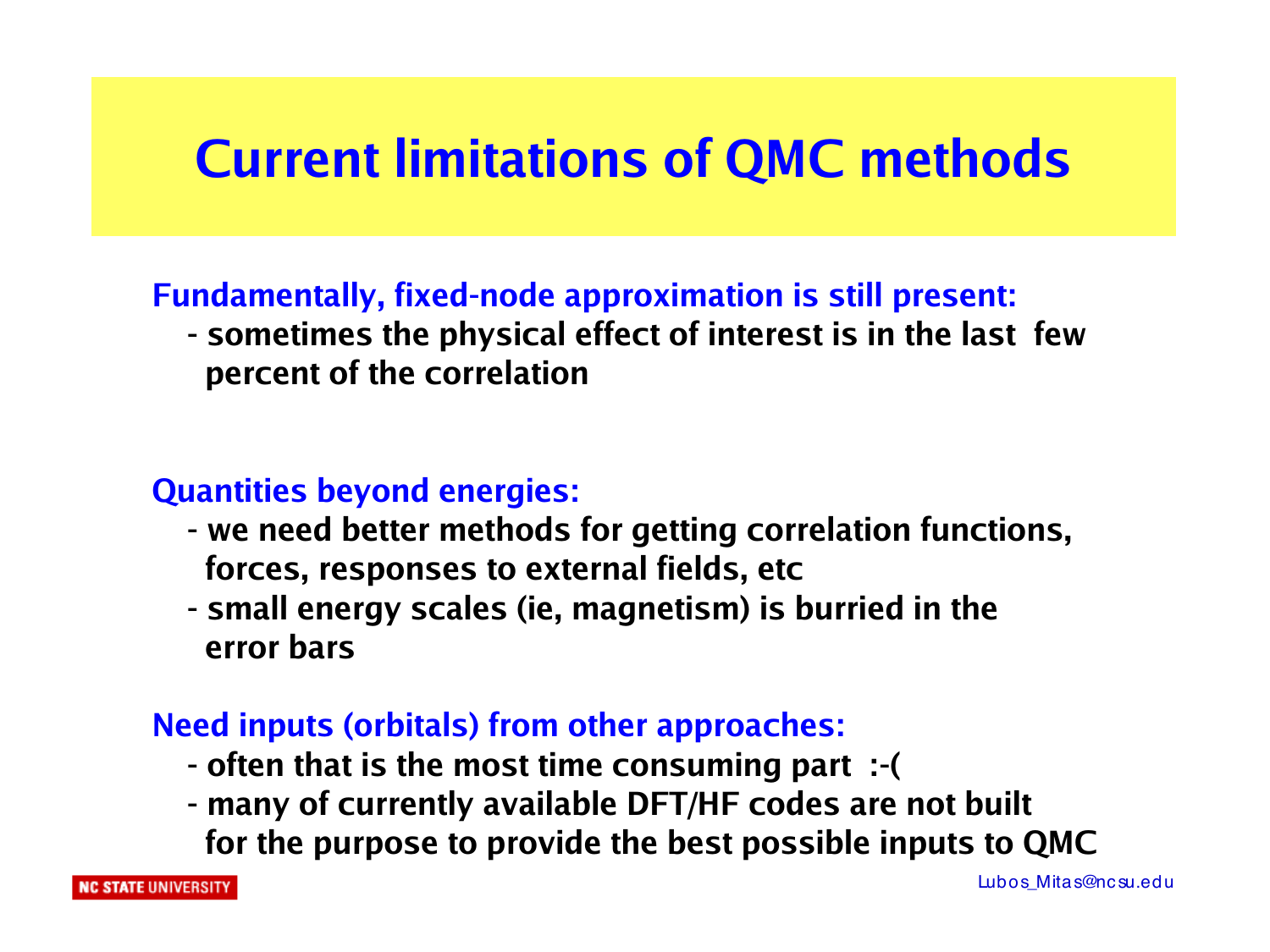# Current limitations of QMC methods

**Fundamentally, fixed-node approximation is still present:**

- sometimes the physical effect of interest is in the last few percent of the correlation

**Quantities beyond energies:**

- we need better methods for getting correlation functions, forces, responses to external fields, etc
- small energy scales (ie, magnetism) is burried in the error bars

**Need inputs (orbitals) from other approaches:**

- often that is the most time consuming part :-(
- many of currently available DFT/HF codes are not built for the purpose to provide the best possible inputs to QMC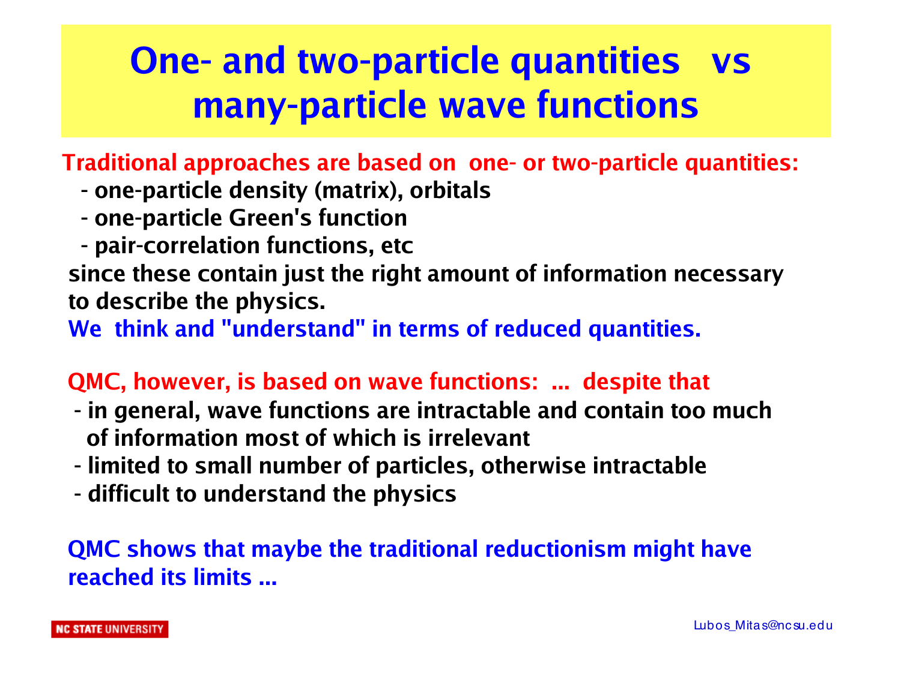# One- and two-particle quantities vs many-particle wave functions

**Traditional approaches are based on one- or two-particle quantities:**

- **one-particle density (matrix), orbitals**
- **one-particle Green's function**
- **pair-correlation functions, etc**

**since these contain just the right amount of information necessary to describe the physics.**

**We think and "understand" in terms of reduced quantities.**

**QMC, however, is based on wave functions: ... despite that**

- **in general, wave functions are intractable and contain too much of information most of which is irrelevant**
- **limited to small number of particles, otherwise intractable**
- **difficult to understand the physics**

**QMC shows that maybe the traditional reductionism might have reached its limits ...**

NC STATE UNIVERSITY

Lubos_Mitas@ncsu.edu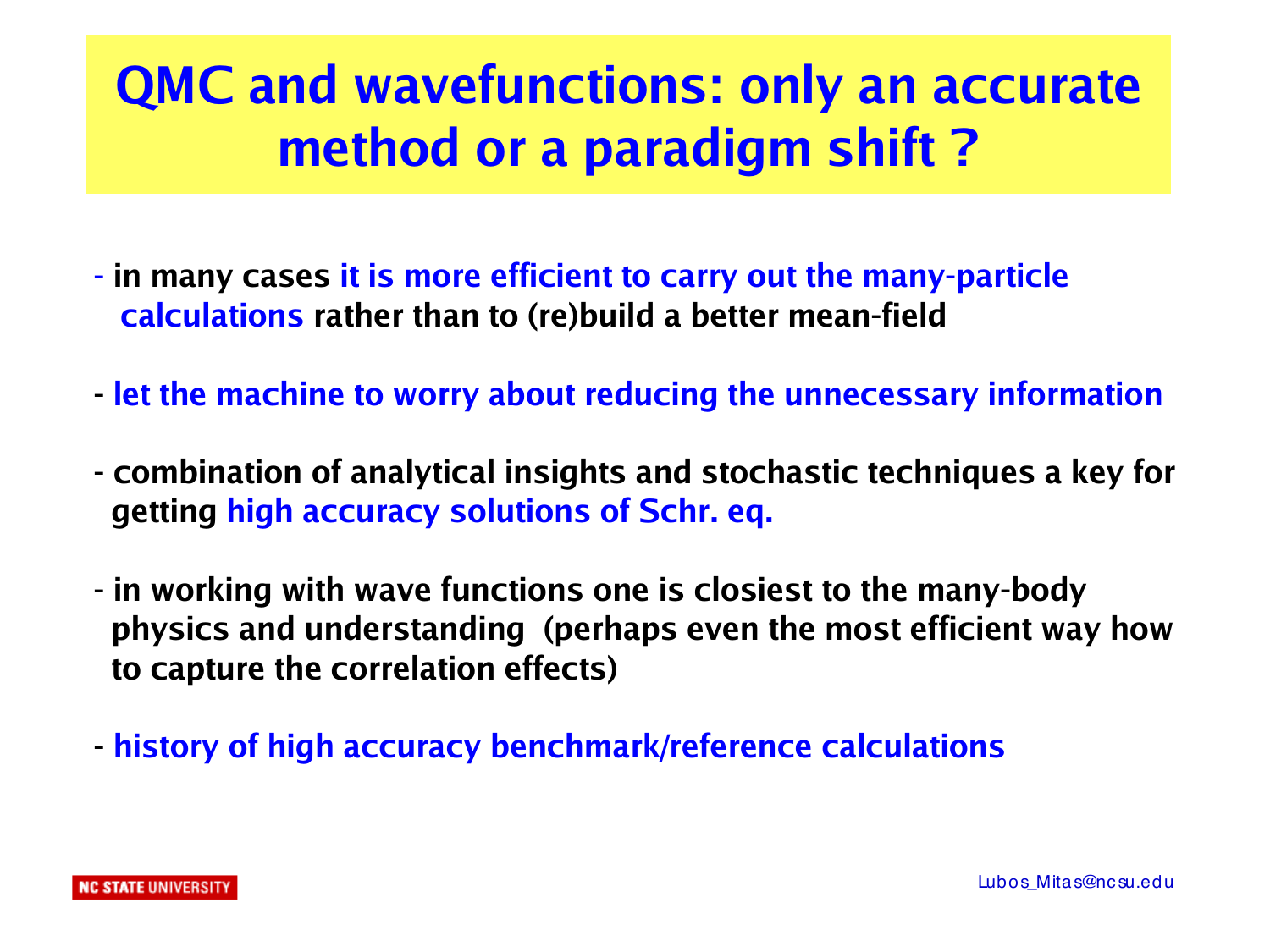# QMC and wavefunctions: only an accurate method or a paradigm shift ?

- in many cases it is more efficient to carry out the many-particle calculations rather than to (re)build a better mean-field

- let the machine to worry about reducing the unnecessary information

- combination of analytical insights and stochastic techniques a key for getting high accuracy solutions of Schr. eq.

- in working with wave functions one is closiest to the many-body physics and understanding (perhaps even the most efficient way how to capture the correlation effects)

- history of high accuracy benchmark/reference calculations